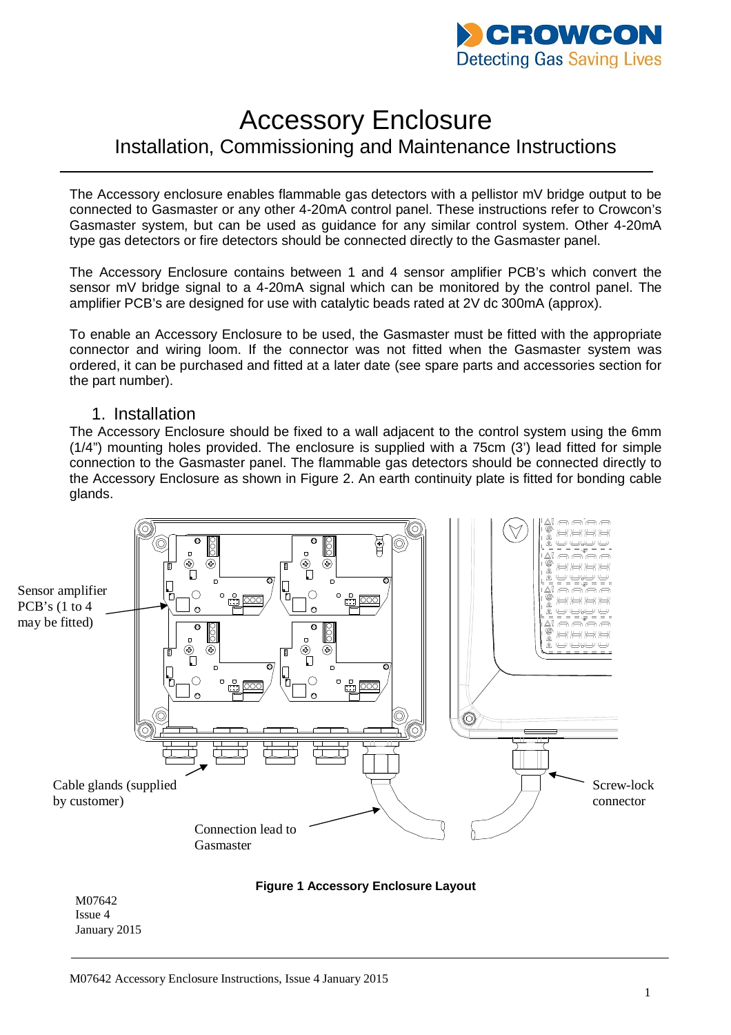# Accessory Enclosure

## Installation, Commissioning and Maintenance Instructions

The Accessory enclosure enables flammable gas detectors with a pellistor mV bridge output to be connected to Gasmaster or any other 4-20mA control panel. These instructions refer to Crowcon's Gasmaster system, but can be used as guidance for any similar control system. Other 4-20mA type gas detectors or fire detectors should be connected directly to the Gasmaster panel.

The Accessory Enclosure contains between 1 and 4 sensor amplifier PCB's which convert the sensor mV bridge signal to a 4-20mA signal which can be monitored by the control panel. The amplifier PCB's are designed for use with catalytic beads rated at 2V dc 300mA (approx).

To enable an Accessory Enclosure to be used, the Gasmaster must be fitted with the appropriate connector and wiring loom. If the connector was not fitted when the Gasmaster system was ordered, it can be purchased and fitted at a later date (see spare parts and accessories section for the part number).

## 1. Installation

The Accessory Enclosure should be fixed to a wall adjacent to the control system using the 6mm (1/4") mounting holes provided. The enclosure is supplied with a 75cm (3') lead fitted for simple connection to the Gasmaster panel. The flammable gas detectors should be connected directly to the Accessory Enclosure as shown in Figure 2. An earth continuity plate is fitted for bonding cable glands.

Sensor amplifier PCB's (1 to 4 may be fitted)

Cable glands (supplied by customer)

Connection lead to Gasmaster

Screw-lock connector

**Figure 1 Accessory Enclosure Layout**

M07642
Issue 4
January 2015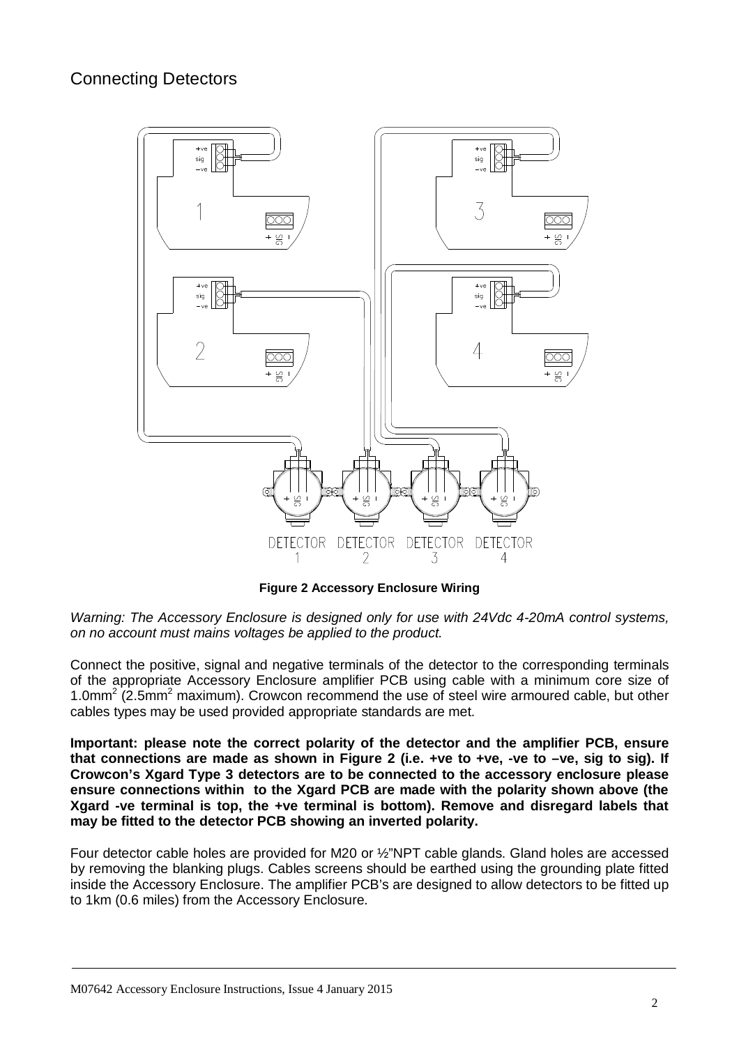# Connecting Detectors

**Figure 2 Accessory Enclosure Wiring**

*Warning: The Accessory Enclosure is designed only for use with 24Vdc 4-20mA control systems, on no account must mains voltages be applied to the product.*

Connect the positive, signal and negative terminals of the detector to the corresponding terminals of the appropriate Accessory Enclosure amplifier PCB using cable with a minimum core size of 1.0mm$^2$ (2.5mm$^2$ maximum). Crowcon recommend the use of steel wire armoured cable, but other cables types may be used provided appropriate standards are met.

**Important: please note the correct polarity of the detector and the amplifier PCB, ensure that connections are made as shown in Figure 2 (i.e. +ve to +ve, -ve to –ve, sig to sig). If Crowcon's Xgard Type 3 detectors are to be connected to the accessory enclosure please ensure connections within to the Xgard PCB are made with the polarity shown above (the Xgard -ve terminal is top, the +ve terminal is bottom). Remove and disregard labels that may be fitted to the detector PCB showing an inverted polarity.**

Four detector cable holes are provided for M20 or ½"NPT cable glands. Gland holes are accessed by removing the blanking plugs. Cables screens should be earthed using the grounding plate fitted inside the Accessory Enclosure. The amplifier PCB's are designed to allow detectors to be fitted up to 1km (0.6 miles) from the Accessory Enclosure.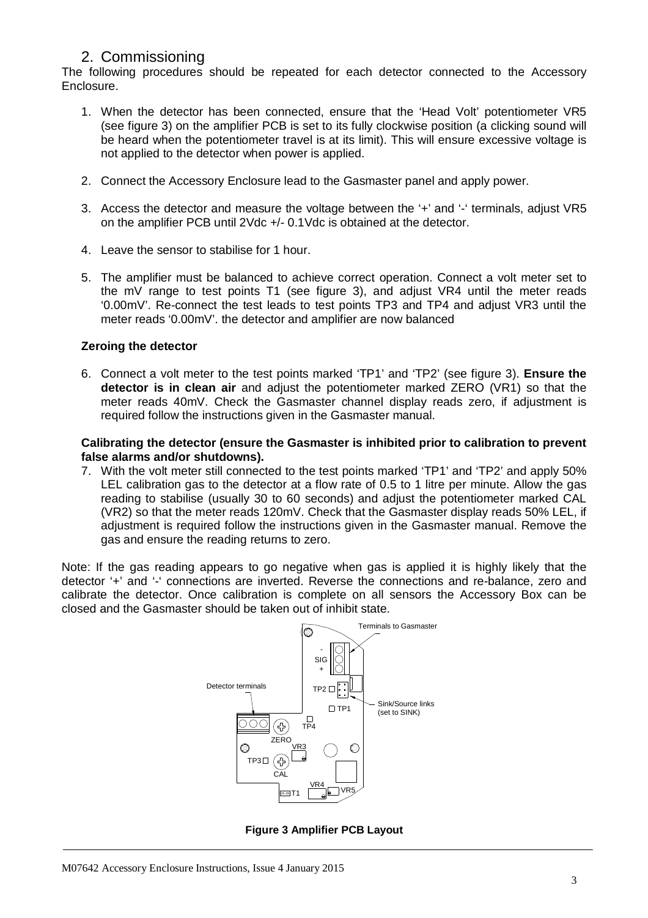## 2. Commissioning

The following procedures should be repeated for each detector connected to the Accessory Enclosure.

1. When the detector has been connected, ensure that the 'Head Volt' potentiometer VR5 (see figure 3) on the amplifier PCB is set to its fully clockwise position (a clicking sound will be heard when the potentiometer travel is at its limit). This will ensure excessive voltage is not applied to the detector when power is applied.

2. Connect the Accessory Enclosure lead to the Gasmaster panel and apply power.

3. Access the detector and measure the voltage between the '+' and '-' terminals, adjust VR5 on the amplifier PCB until 2Vdc +/- 0.1Vdc is obtained at the detector.

4. Leave the sensor to stabilise for 1 hour.

5. The amplifier must be balanced to achieve correct operation. Connect a volt meter set to the mV range to test points T1 (see figure 3), and adjust VR4 until the meter reads '0.00mV'. Re-connect the test leads to test points TP3 and TP4 and adjust VR3 until the meter reads '0.00mV'. the detector and amplifier are now balanced

**Zeroing the detector**

6. Connect a volt meter to the test points marked 'TP1' and 'TP2' (see figure 3). **Ensure the detector is in clean air** and adjust the potentiometer marked ZERO (VR1) so that the meter reads 40mV. Check the Gasmaster channel display reads zero, if adjustment is required follow the instructions given in the Gasmaster manual.

**Calibrating the detector (ensure the Gasmaster is inhibited prior to calibration to prevent false alarms and/or shutdowns).**

7. With the volt meter still connected to the test points marked 'TP1' and 'TP2' and apply 50% LEL calibration gas to the detector at a flow rate of 0.5 to 1 litre per minute. Allow the gas reading to stabilise (usually 30 to 60 seconds) and adjust the potentiometer marked CAL (VR2) so that the meter reads 120mV. Check that the Gasmaster display reads 50% LEL, if adjustment is required follow the instructions given in the Gasmaster manual. Remove the gas and ensure the reading returns to zero.

Note: If the gas reading appears to go negative when gas is applied it is highly likely that the detector '+' and '-' connections are inverted. Reverse the connections and re-balance, zero and calibrate the detector. Once calibration is complete on all sensors the Accessory Box can be closed and the Gasmaster should be taken out of inhibit state.

Terminals to Gasmaster

- SIG +

Detector terminals

TP2 TP1 TP4 TP3 T1

Sink/Source links (set to SINK)

ZERO VR3 CAL VR4 VR5

**Figure 3 Amplifier PCB Layout**

M07642 Accessory Enclosure Instructions, Issue 4 January 2015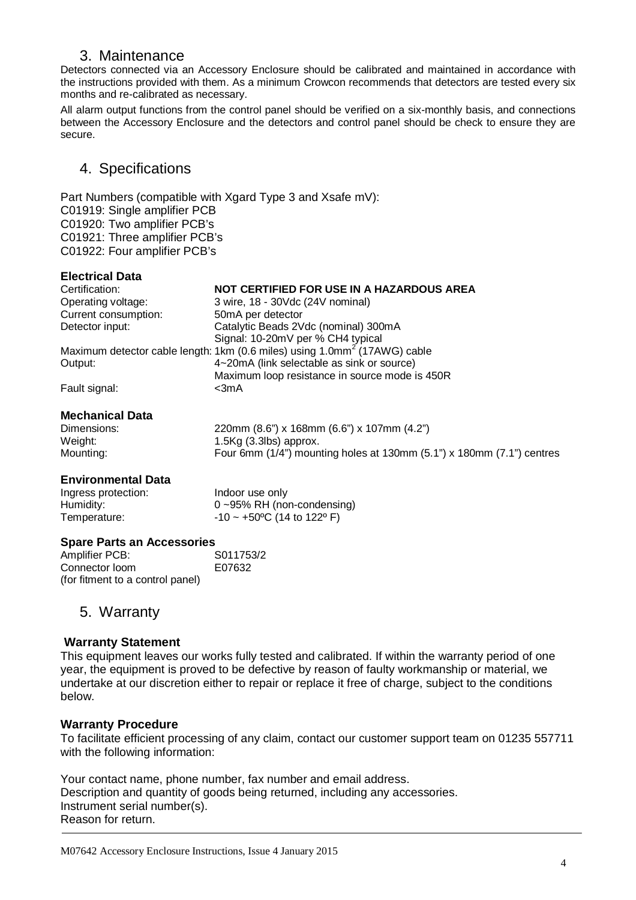## 3. Maintenance

Detectors connected via an Accessory Enclosure should be calibrated and maintained in accordance with the instructions provided with them. As a minimum Crowcon recommends that detectors are tested every six months and re-calibrated as necessary.

All alarm output functions from the control panel should be verified on a six-monthly basis, and connections between the Accessory Enclosure and the detectors and control panel should be check to ensure they are secure.

## 4. Specifications

Part Numbers (compatible with Xgard Type 3 and Xsafe mV):
C01919: Single amplifier PCB
C01920: Two amplifier PCB's
C01921: Three amplifier PCB's
C01922: Four amplifier PCB's

### Electrical Data

| | |
|---|---|
| Certification: | **NOT CERTIFIED FOR USE IN A HAZARDOUS AREA** |
| Operating voltage: | 3 wire, 18 - 30Vdc (24V nominal) |
| Current consumption: | 50mA per detector |
| Detector input: | Catalytic Beads 2Vdc (nominal) 300mA<br>Signal: 10-20mV per % CH4 typical |
| Maximum detector cable length: | 1km (0.6 miles) using 1.0mm$^2$ (17AWG) cable |
| Output: | 4~20mA (link selectable as sink or source)<br>Maximum loop resistance in source mode is 450R |
| Fault signal: | <3mA |

### Mechanical Data

| | |
|---|---|
| Dimensions: | 220mm (8.6") x 168mm (6.6") x 107mm (4.2") |
| Weight: | 1.5Kg (3.3lbs) approx. |
| Mounting: | Four 6mm (1/4") mounting holes at 130mm (5.1") x 180mm (7.1") centres |

### Environmental Data

| | |
|---|---|
| Ingress protection: | Indoor use only |
| Humidity: | 0 ~95% RH (non-condensing) |
| Temperature: | -10 ~ +50ºC (14 to 122º F) |

### Spare Parts an Accessories

| | |
|---|---|
| Amplifier PCB: | S011753/2 |
| Connector loom (for fitment to a control panel) | E07632 |

## 5. Warranty

**Warranty Statement**

This equipment leaves our works fully tested and calibrated. If within the warranty period of one year, the equipment is proved to be defective by reason of faulty workmanship or material, we undertake at our discretion either to repair or replace it free of charge, subject to the conditions below.

**Warranty Procedure**

To facilitate efficient processing of any claim, contact our customer support team on 01235 557711 with the following information:

Your contact name, phone number, fax number and email address.
Description and quantity of goods being returned, including any accessories.
Instrument serial number(s).
Reason for return.

M07642 Accessory Enclosure Instructions, Issue 4 January 2015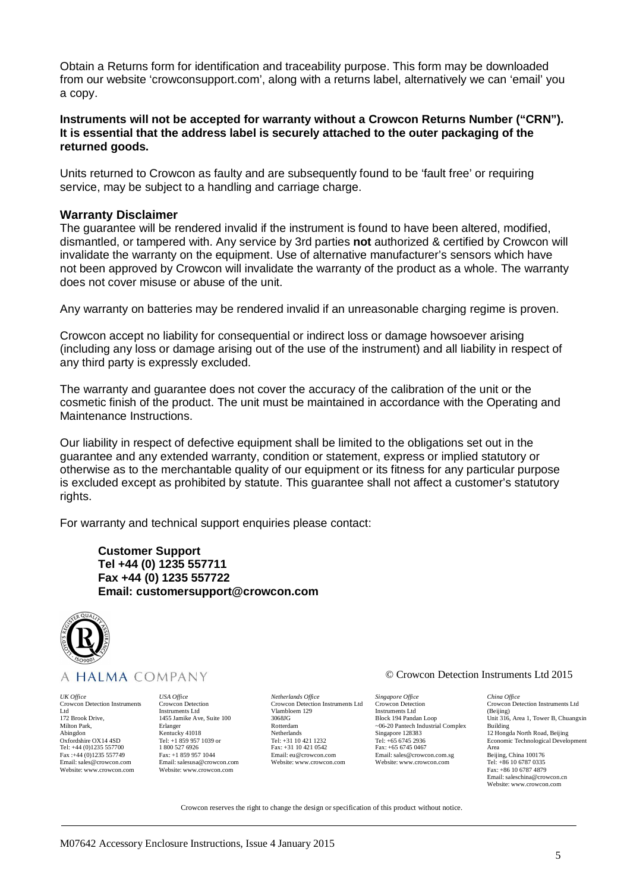Obtain a Returns form for identification and traceability purpose. This form may be downloaded from our website 'crowconsupport.com', along with a returns label, alternatively we can 'email' you a copy.

**Instruments will not be accepted for warranty without a Crowcon Returns Number ("CRN"). It is essential that the address label is securely attached to the outer packaging of the returned goods.**

Units returned to Crowcon as faulty and are subsequently found to be 'fault free' or requiring service, may be subject to a handling and carriage charge.

### Warranty Disclaimer

The guarantee will be rendered invalid if the instrument is found to have been altered, modified, dismantled, or tampered with. Any service by 3rd parties **not** authorized & certified by Crowcon will invalidate the warranty on the equipment. Use of alternative manufacturer's sensors which have not been approved by Crowcon will invalidate the warranty of the product as a whole. The warranty does not cover misuse or abuse of the unit.

Any warranty on batteries may be rendered invalid if an unreasonable charging regime is proven.

Crowcon accept no liability for consequential or indirect loss or damage howsoever arising (including any loss or damage arising out of the use of the instrument) and all liability in respect of any third party is expressly excluded.

The warranty and guarantee does not cover the accuracy of the calibration of the unit or the cosmetic finish of the product. The unit must be maintained in accordance with the Operating and Maintenance Instructions.

Our liability in respect of defective equipment shall be limited to the obligations set out in the guarantee and any extended warranty, condition or statement, express or implied statutory or otherwise as to the merchantable quality of our equipment or its fitness for any particular purpose is excluded except as prohibited by statute. This guarantee shall not affect a customer's statutory rights.

For warranty and technical support enquiries please contact:

**Customer Support**
**Tel +44 (0) 1235 557711**
**Fax +44 (0) 1235 557722**
**Email: customersupport@crowcon.com**

A HALMA COMPANY

© Crowcon Detection Instruments Ltd 2015

*UK Office*
Crowcon Detection Instruments Ltd
172 Brook Drive,
Milton Park,
Abingdon
Oxfordshire OX14 4SD
Tel: +44 (0)1235 557700
Fax :+44 (0)1235 557749
Email: sales@crowcon.com
Website: www.crowcon.com

*USA Office*
Crowcon Detection Instruments Ltd
1455 Jamike Ave, Suite 100
Erlanger
Kentucky 41018
Tel: +1 859 957 1039 or
1 800 527 6926
Fax: +1 859 957 1044
Email: salesusa@crowcon.com
Website: www.crowcon.com

*Netherlands Office*
Crowcon Detection Instruments Ltd
Vlambloem 129
3068JG
Rotterdam
Netherlands
Tel: +31 10 421 1232
Fax: +31 10 421 0542
Email: eu@crowcon.com
Website: www.crowcon.com

*Singapore Office*
Crowcon Detection Instruments Ltd
Block 194 Pandan Loop
~06-20 Pantech Industrial Complex
Singapore 128383
Tel: +65 6745 2936
Fax: +65 6745 0467
Email: sales@crowcon.com.sg
Website: www.crowcon.com

*China Office*
Crowcon Detection Instruments Ltd (Beijing)
Unit 316, Area 1, Tower B, Chuangxin Building
12 Hongda North Road, Beijing Economic Technological Development Area
Beijing, China 100176
Tel: +86 10 6787 0335
Fax: +86 10 6787 4879
Email: saleschina@crowcon.cn
Website: www.crowcon.com

Crowcon reserves the right to change the design or specification of this product without notice.

M07642 Accessory Enclosure Instructions, Issue 4 January 2015